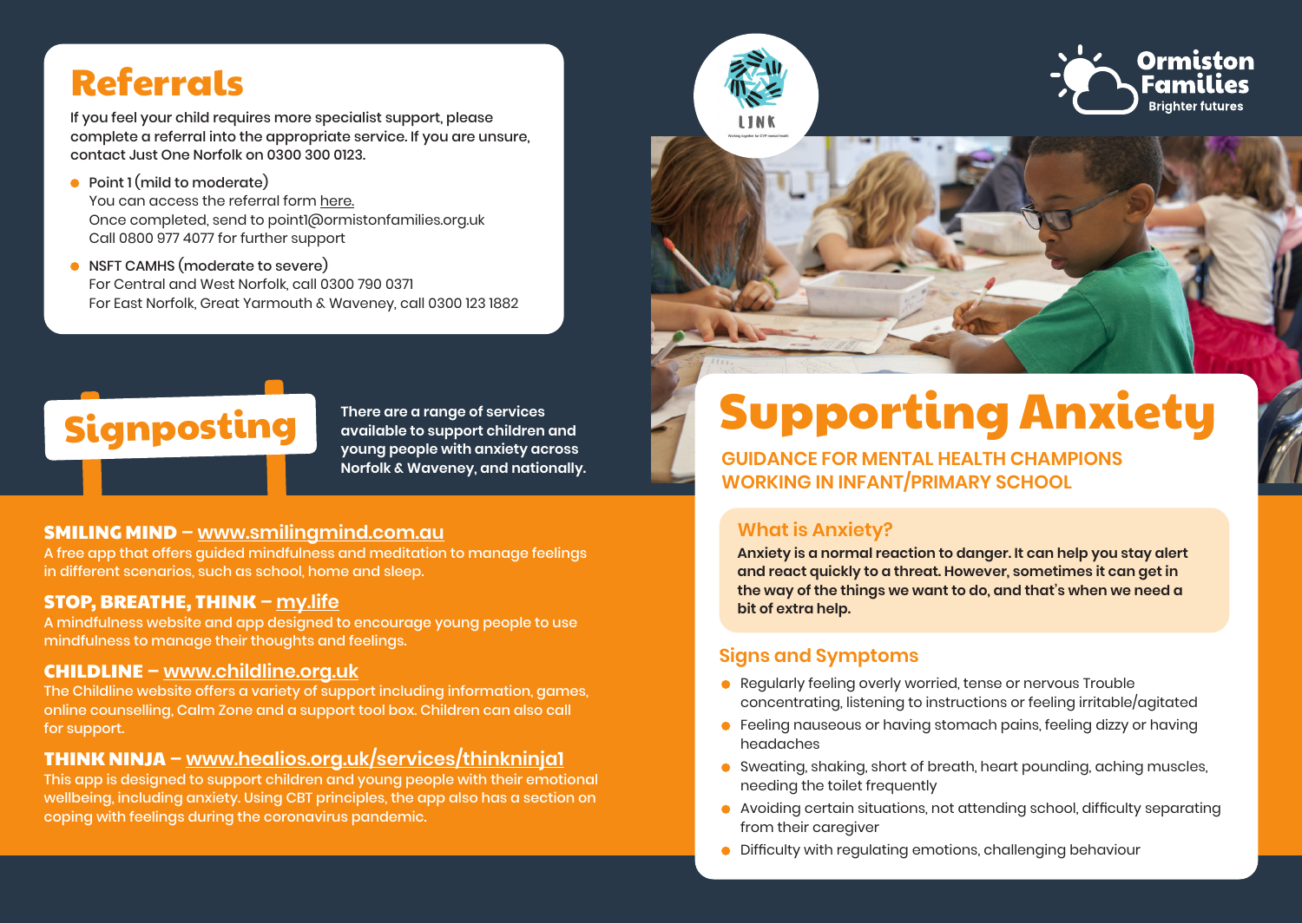# Supporting Anxiety

## GUIDANCE FOR MENTAL HEALTH CHAMPIONS WORKING IN INFANT/PRIMARY SCHOOL

Ormiston Families
Brighter futures

LINK

### What is Anxiety?

**Anxiety is a normal reaction to danger. It can help you stay alert and react quickly to a threat. However, sometimes it can get in the way of the things we want to do, and that's when we need a bit of extra help.**

### Signs and Symptoms

- Regularly feeling overly worried, tense or nervous Trouble concentrating, listening to instructions or feeling irritable/agitated
- Feeling nauseous or having stomach pains, feeling dizzy or having headaches
- Sweating, shaking, short of breath, heart pounding, aching muscles, needing the toilet frequently
- Avoiding certain situations, not attending school, difficulty separating from their caregiver
- Difficulty with regulating emotions, challenging behaviour

## Referrals

**If you feel your child requires more specialist support, please complete a referral into the appropriate service. If you are unsure, contact Just One Norfolk on 0300 300 0123.**

- Point 1 (mild to moderate)
  You can access the referral form here.
  Once completed, send to point1@ormistonfamilies.org.uk
  Call 0800 977 4077 for further support
- NSFT CAMHS (moderate to severe)
  For Central and West Norfolk, call 0300 790 0371
  For East Norfolk, Great Yarmouth & Waveney, call 0300 123 1882

## Signposting

**There are a range of services available to support children and young people with anxiety across Norfolk & Waveney, and nationally.**

**SMILING MIND – www.smilingmind.com.au**
A free app that offers guided mindfulness and meditation to manage feelings in different scenarios, such as school, home and sleep.

**STOP, BREATHE, THINK – my.life**
A mindfulness website and app designed to encourage young people to use mindfulness to manage their thoughts and feelings.

**CHILDLINE – www.childline.org.uk**
The Childline website offers a variety of support including information, games, online counselling, Calm Zone and a support tool box. Children can also call for support.

**THINK NINJA – www.healios.org.uk/services/thinkninja1**
This app is designed to support children and young people with their emotional wellbeing, including anxiety. Using CBT principles, the app also has a section on coping with feelings during the coronavirus pandemic.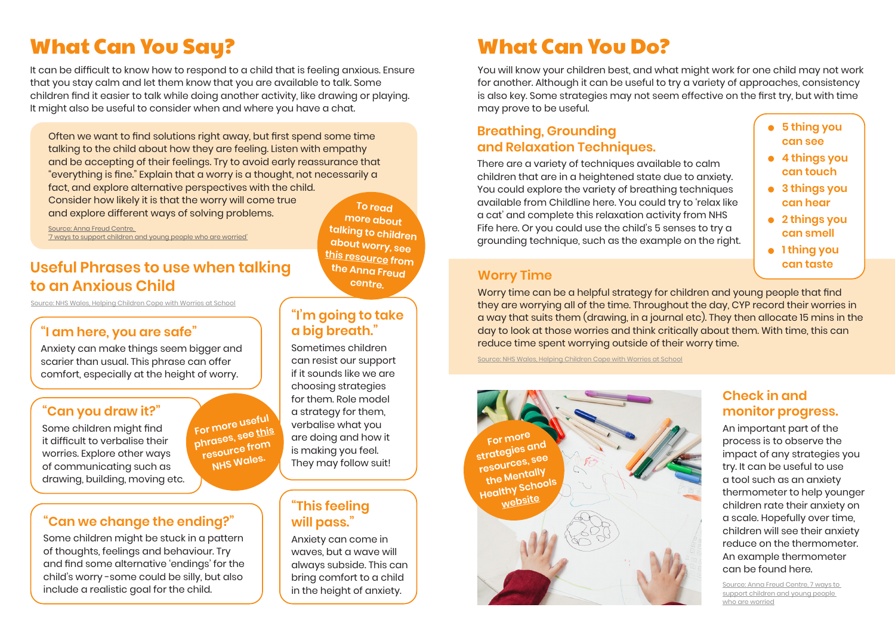# What Can You Say?

It can be difficult to know how to respond to a child that is feeling anxious. Ensure that you stay calm and let them know that you are available to talk. Some children find it easier to talk while doing another activity, like drawing or playing. It might also be useful to consider when and where you have a chat.

Often we want to find solutions right away, but first spend some time talking to the child about how they are feeling. Listen with empathy and be accepting of their feelings. Try to avoid early reassurance that "everything is fine." Explain that a worry is a thought, not necessarily a fact, and explore alternative perspectives with the child. Consider how likely it is that the worry will come true and explore different ways of solving problems.

Source: Anna Freud Centre, '7 ways to support children and young people who are worried'

To read more about talking to children about worry, see this resource from the Anna Freud centre.

## Useful Phrases to use when talking to an Anxious Child

Source: NHS Wales, Helping Children Cope with Worries at School

### "I am here, you are safe"

Anxiety can make things seem bigger and scarier than usual. This phrase can offer comfort, especially at the height of worry.

### "Can you draw it?"

Some children might find it difficult to verbalise their worries. Explore other ways of communicating such as drawing, building, moving etc.

For more useful phrases, see this resource from NHS Wales.

### "Can we change the ending?"

Some children might be stuck in a pattern of thoughts, feelings and behaviour. Try and find some alternative 'endings' for the child's worry -some could be silly, but also include a realistic goal for the child.

### "I'm going to take a big breath."

Sometimes children can resist our support if it sounds like we are choosing strategies for them. Role model a strategy for them, verbalise what you are doing and how it is making you feel. They may follow suit!

### "This feeling will pass."

Anxiety can come in waves, but a wave will always subside. This can bring comfort to a child in the height of anxiety.

# What Can You Do?

You will know your children best, and what might work for one child may not work for another. Although it can be useful to try a variety of approaches, consistency is also key. Some strategies may not seem effective on the first try, but with time may prove to be useful.

## Breathing, Grounding and Relaxation Techniques.

There are a variety of techniques available to calm children that are in a heightened state due to anxiety. You could explore the variety of breathing techniques available from Childline here. You could try to 'relax like a cat' and complete this relaxation activity from NHS Fife here. Or you could use the child's 5 senses to try a grounding technique, such as the example on the right.

- 5 thing you can see
- 4 things you can touch
- 3 things you can hear
- 2 things you can smell
- 1 thing you can taste

## Worry Time

Worry time can be a helpful strategy for children and young people that find they are worrying all of the time. Throughout the day, CYP record their worries in a way that suits them (drawing, in a journal etc). They then allocate 15 mins in the day to look at those worries and think critically about them. With time, this can reduce time spent worrying outside of their worry time.

Source: NHS Wales, Helping Children Cope with Worries at School

For more strategies and resources, see the Mentally Healthy Schools website

## Check in and monitor progress.

An important part of the process is to observe the impact of any strategies you try. It can be useful to use a tool such as an anxiety thermometer to help younger children rate their anxiety on a scale. Hopefully over time, children will see their anxiety reduce on the thermometer. An example thermometer can be found here.

Source: Anna Freud Centre, 7 ways to support children and young people who are worried